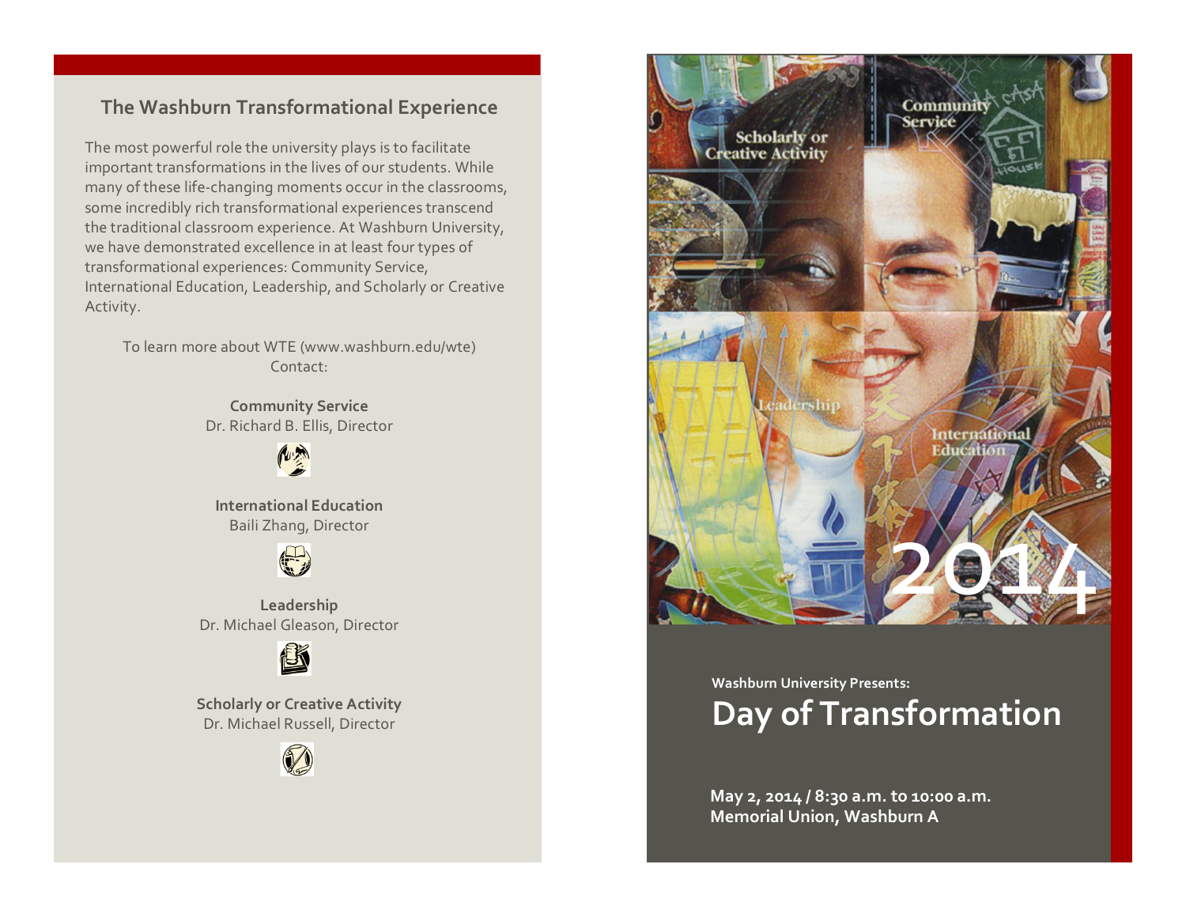## The Washburn Transformational Experience

The most powerful role the university plays is to facilitate important transformations in the lives of our students. While many of these life-changing moments occur in the classrooms, some incredibly rich transformational experiences transcend the traditional classroom experience. At Washburn University, we have demonstrated excellence in at least four types of transformational experiences: Community Service, International Education, Leadership, and Scholarly or Creative Activity.

To learn more about WTE (www.washburn.edu/wte)
Contact:

**Community Service**
Dr. Richard B. Ellis, Director

**International Education**
Baili Zhang, Director

**Leadership**
Dr. Michael Gleason, Director

**Scholarly or Creative Activity**
Dr. Michael Russell, Director

Scholarly or Creative Activity

Community Service

Leadership

International Education

2014

**Washburn University Presents:**

# Day of Transformation

**May 2, 2014 / 8:30 a.m. to 10:00 a.m.**
**Memorial Union, Washburn A**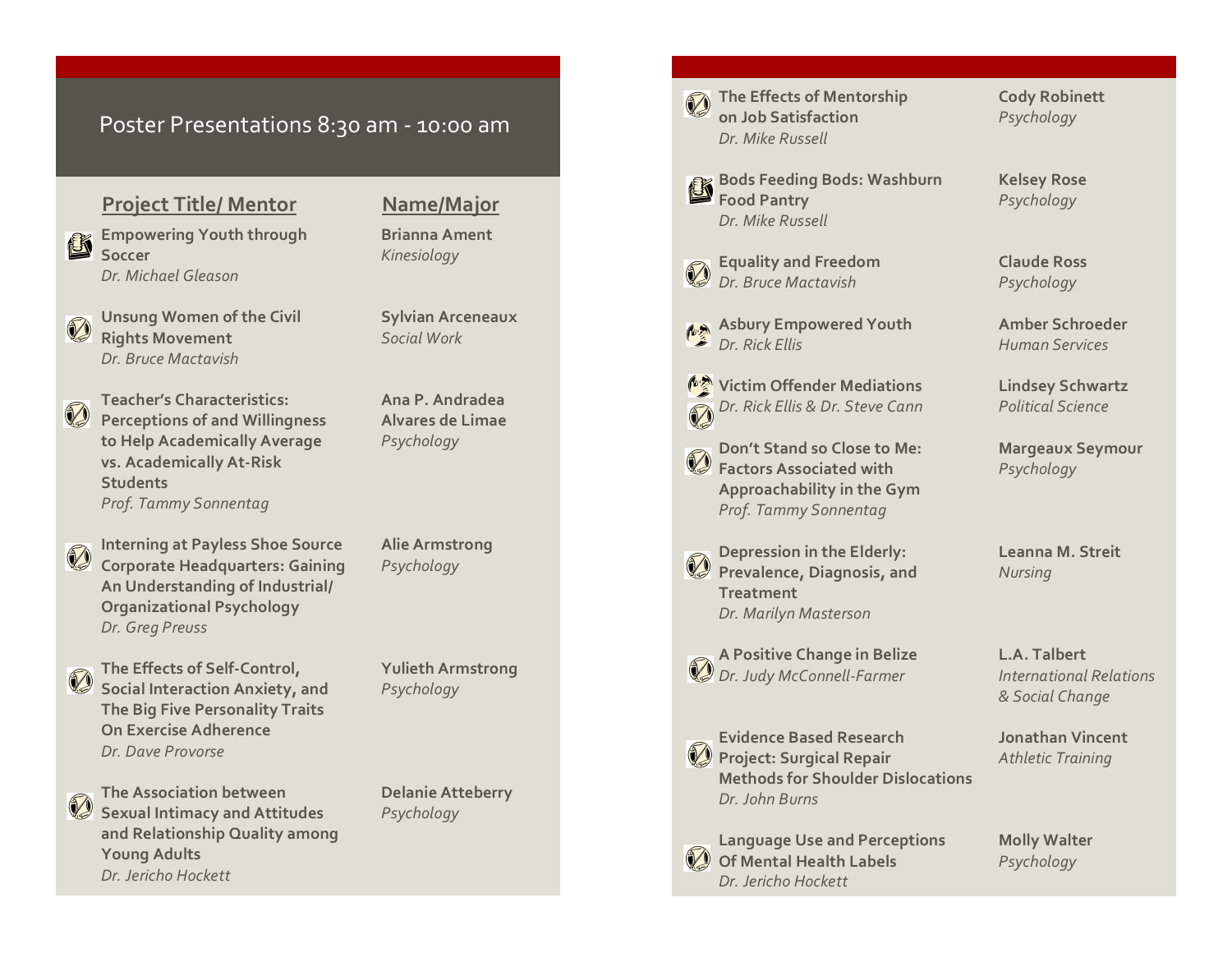## Poster Presentations 8:30 am - 10:00 am

| Project Title/ Mentor | Name/Major |
| --- | --- |
| **Empowering Youth through Soccer** *Dr. Michael Gleason* | **Brianna Ament** *Kinesiology* |
| **Unsung Women of the Civil Rights Movement** *Dr. Bruce Mactavish* | **Sylvian Arceneaux** *Social Work* |
| **Teacher's Characteristics: Perceptions of and Willingness to Help Academically Average vs. Academically At-Risk Students** *Prof. Tammy Sonnentag* | **Ana P. Andradea Alvares de Limae** *Psychology* |
| **Interning at Payless Shoe Source Corporate Headquarters: Gaining An Understanding of Industrial/ Organizational Psychology** *Dr. Greg Preuss* | **Alie Armstrong** *Psychology* |
| **The Effects of Self-Control, Social Interaction Anxiety, and The Big Five Personality Traits On Exercise Adherence** *Dr. Dave Provorse* | **Yulieth Armstrong** *Psychology* |
| **The Association between Sexual Intimacy and Attitudes and Relationship Quality among Young Adults** *Dr. Jericho Hockett* | **Delanie Atteberry** *Psychology* |
| **The Effects of Mentorship on Job Satisfaction** *Dr. Mike Russell* | **Cody Robinett** *Psychology* |
| **Bods Feeding Bods: Washburn Food Pantry** *Dr. Mike Russell* | **Kelsey Rose** *Psychology* |
| **Equality and Freedom** *Dr. Bruce Mactavish* | **Claude Ross** *Psychology* |
| **Asbury Empowered Youth** *Dr. Rick Ellis* | **Amber Schroeder** *Human Services* |
| **Victim Offender Mediations** *Dr. Rick Ellis & Dr. Steve Cann* | **Lindsey Schwartz** *Political Science* |
| **Don't Stand so Close to Me: Factors Associated with Approachability in the Gym** *Prof. Tammy Sonnentag* | **Margeaux Seymour** *Psychology* |
| **Depression in the Elderly: Prevalence, Diagnosis, and Treatment** *Dr. Marilyn Masterson* | **Leanna M. Streit** *Nursing* |
| **A Positive Change in Belize** *Dr. Judy McConnell-Farmer* | **L.A. Talbert** *International Relations & Social Change* |
| **Evidence Based Research Project: Surgical Repair Methods for Shoulder Dislocations** *Dr. John Burns* | **Jonathan Vincent** *Athletic Training* |
| **Language Use and Perceptions Of Mental Health Labels** *Dr. Jericho Hockett* | **Molly Walter** *Psychology* |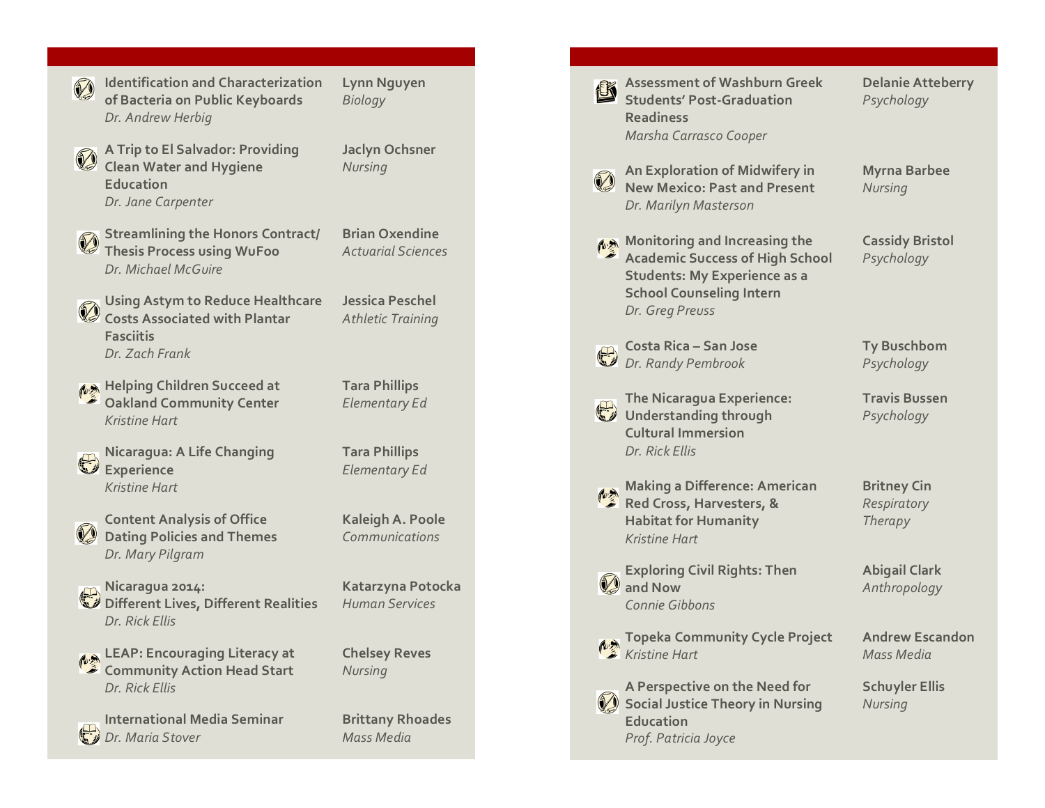**Identification and Characterization of Bacteria on Public Keyboards**
*Dr. Andrew Herbig*
**Lynn Nguyen**
*Biology*

**A Trip to El Salvador: Providing Clean Water and Hygiene Education**
*Dr. Jane Carpenter*
**Jaclyn Ochsner**
*Nursing*

**Streamlining the Honors Contract/ Thesis Process using WuFoo**
*Dr. Michael McGuire*
**Brian Oxendine**
*Actuarial Sciences*

**Using Astym to Reduce Healthcare Costs Associated with Plantar Fasciitis**
*Dr. Zach Frank*
**Jessica Peschel**
*Athletic Training*

**Helping Children Succeed at Oakland Community Center**
*Kristine Hart*
**Tara Phillips**
*Elementary Ed*

**Nicaragua: A Life Changing Experience**
*Kristine Hart*
**Tara Phillips**
*Elementary Ed*

**Content Analysis of Office Dating Policies and Themes**
*Dr. Mary Pilgram*
**Kaleigh A. Poole**
*Communications*

**Nicaragua 2014: Different Lives, Different Realities**
*Dr. Rick Ellis*
**Katarzyna Potocka**
*Human Services*

**LEAP: Encouraging Literacy at Community Action Head Start**
*Dr. Rick Ellis*
**Chelsey Reves**
*Nursing*

**International Media Seminar**
*Dr. Maria Stover*
**Brittany Rhoades**
*Mass Media*

**Assessment of Washburn Greek Students' Post-Graduation Readiness**
*Marsha Carrasco Cooper*
**Delanie Atteberry**
*Psychology*

**An Exploration of Midwifery in New Mexico: Past and Present**
*Dr. Marilyn Masterson*
**Myrna Barbee**
*Nursing*

**Monitoring and Increasing the Academic Success of High School Students: My Experience as a School Counseling Intern**
*Dr. Greg Preuss*
**Cassidy Bristol**
*Psychology*

**Costa Rica – San Jose**
*Dr. Randy Pembrook*
**Ty Buschbom**
*Psychology*

**The Nicaragua Experience: Understanding through Cultural Immersion**
*Dr. Rick Ellis*
**Travis Bussen**
*Psychology*

**Making a Difference: American Red Cross, Harvesters, & Habitat for Humanity**
*Kristine Hart*
**Britney Cin**
*Respiratory Therapy*

**Exploring Civil Rights: Then and Now**
*Connie Gibbons*
**Abigail Clark**
*Anthropology*

**Topeka Community Cycle Project**
*Kristine Hart*
**Andrew Escandon**
*Mass Media*

**A Perspective on the Need for Social Justice Theory in Nursing Education**
*Prof. Patricia Joyce*
**Schuyler Ellis**
*Nursing*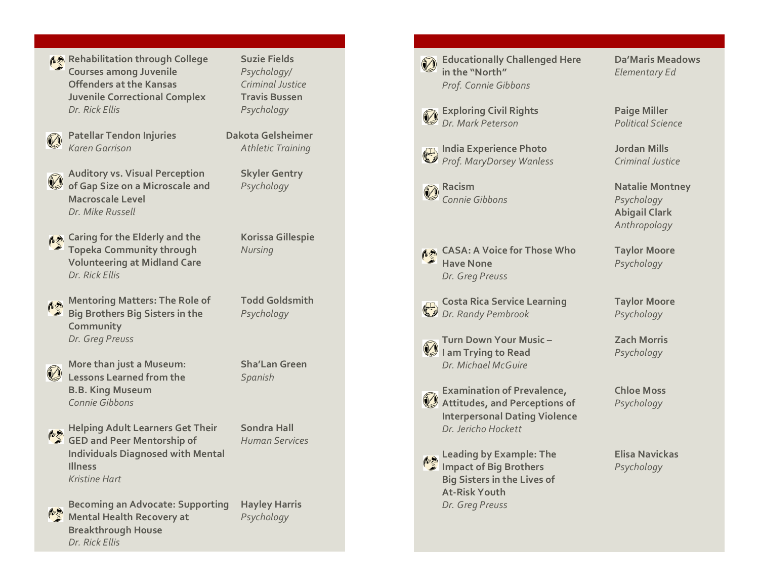**Rehabilitation through College Courses among Juvenile Offenders at the Kansas Juvenile Correctional Complex**
*Dr. Rick Ellis*
**Suzie Fields** *Psychology/ Criminal Justice*
**Travis Bussen** *Psychology*

**Patellar Tendon Injuries**
*Karen Garrison*
**Dakota Gelsheimer** *Athletic Training*

**Auditory vs. Visual Perception of Gap Size on a Microscale and Macroscale Level**
*Dr. Mike Russell*
**Skyler Gentry** *Psychology*

**Caring for the Elderly and the Topeka Community through Volunteering at Midland Care**
*Dr. Rick Ellis*
**Korissa Gillespie** *Nursing*

**Mentoring Matters: The Role of Big Brothers Big Sisters in the Community**
*Dr. Greg Preuss*
**Todd Goldsmith** *Psychology*

**More than just a Museum: Lessons Learned from the B.B. King Museum**
*Connie Gibbons*
**Sha'Lan Green** *Spanish*

**Helping Adult Learners Get Their GED and Peer Mentorship of Individuals Diagnosed with Mental Illness**
*Kristine Hart*
**Sondra Hall** *Human Services*

**Becoming an Advocate: Supporting Mental Health Recovery at Breakthrough House**
*Dr. Rick Ellis*
**Hayley Harris** *Psychology*

**Educationally Challenged Here in the "North"**
*Prof. Connie Gibbons*
**Da'Maris Meadows** *Elementary Ed*

**Exploring Civil Rights**
*Dr. Mark Peterson*
**Paige Miller** *Political Science*

**India Experience Photo**
*Prof. MaryDorsey Wanless*
**Jordan Mills** *Criminal Justice*

**Racism**
*Connie Gibbons*
**Natalie Montney** *Psychology*
**Abigail Clark** *Anthropology*

**CASA: A Voice for Those Who Have None**
*Dr. Greg Preuss*
**Taylor Moore** *Psychology*

**Costa Rica Service Learning**
*Dr. Randy Pembrook*
**Taylor Moore** *Psychology*

**Turn Down Your Music – I am Trying to Read**
*Dr. Michael McGuire*
**Zach Morris** *Psychology*

**Examination of Prevalence, Attitudes, and Perceptions of Interpersonal Dating Violence**
*Dr. Jericho Hockett*
**Chloe Moss** *Psychology*

**Leading by Example: The Impact of Big Brothers Big Sisters in the Lives of At-Risk Youth**
*Dr. Greg Preuss*
**Elisa Navickas** *Psychology*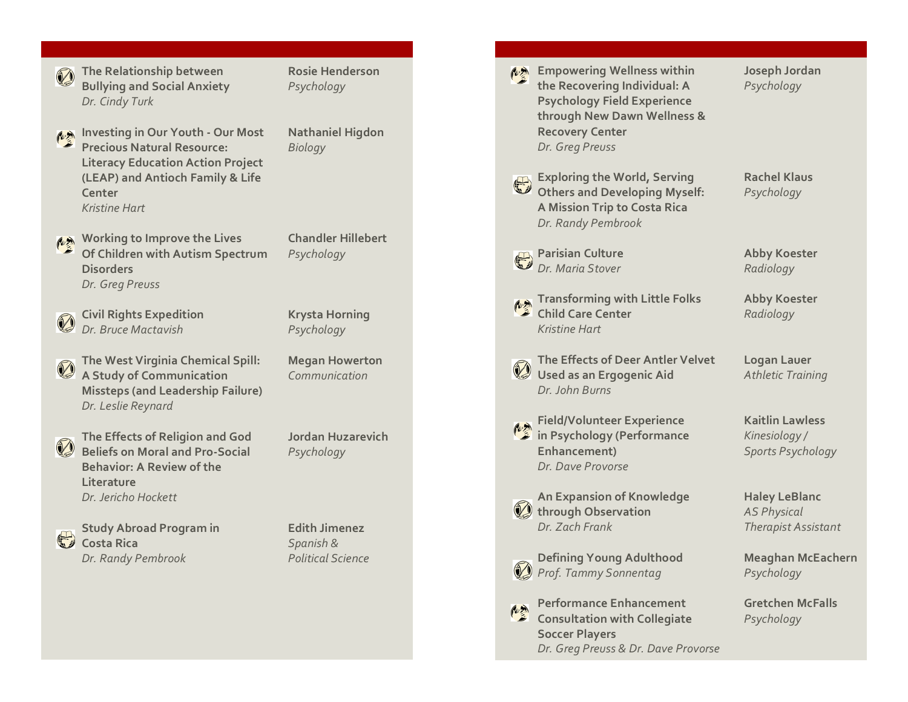**The Relationship between Bullying and Social Anxiety**
*Dr. Cindy Turk*
**Rosie Henderson**
*Psychology*

**Investing in Our Youth - Our Most Precious Natural Resource: Literacy Education Action Project (LEAP) and Antioch Family & Life Center**
*Kristine Hart*
**Nathaniel Higdon**
*Biology*

**Working to Improve the Lives Of Children with Autism Spectrum Disorders**
*Dr. Greg Preuss*
**Chandler Hillebert**
*Psychology*

**Civil Rights Expedition**
*Dr. Bruce Mactavish*
**Krysta Horning**
*Psychology*

**The West Virginia Chemical Spill: A Study of Communication Missteps (and Leadership Failure)**
*Dr. Leslie Reynard*
**Megan Howerton**
*Communication*

**The Effects of Religion and God Beliefs on Moral and Pro-Social Behavior: A Review of the Literature**
*Dr. Jericho Hockett*
**Jordan Huzarevich**
*Psychology*

**Study Abroad Program in Costa Rica**
*Dr. Randy Pembrook*
**Edith Jimenez**
*Spanish & Political Science*

**Empowering Wellness within the Recovering Individual: A Psychology Field Experience through New Dawn Wellness & Recovery Center**
*Dr. Greg Preuss*
**Joseph Jordan**
*Psychology*

**Exploring the World, Serving Others and Developing Myself: A Mission Trip to Costa Rica**
*Dr. Randy Pembrook*
**Rachel Klaus**
*Psychology*

**Parisian Culture**
*Dr. Maria Stover*
**Abby Koester**
*Radiology*

**Transforming with Little Folks Child Care Center**
*Kristine Hart*
**Abby Koester**
*Radiology*

**The Effects of Deer Antler Velvet Used as an Ergogenic Aid**
*Dr. John Burns*
**Logan Lauer**
*Athletic Training*

**Field/Volunteer Experience in Psychology (Performance Enhancement)**
*Dr. Dave Provorse*
**Kaitlin Lawless**
*Kinesiology / Sports Psychology*

**An Expansion of Knowledge through Observation**
*Dr. Zach Frank*
**Haley LeBlanc**
*AS Physical Therapist Assistant*

**Defining Young Adulthood**
*Prof. Tammy Sonnentag*
**Meaghan McEachern**
*Psychology*

**Performance Enhancement Consultation with Collegiate Soccer Players**
*Dr. Greg Preuss & Dr. Dave Provorse*
**Gretchen McFalls**
*Psychology*